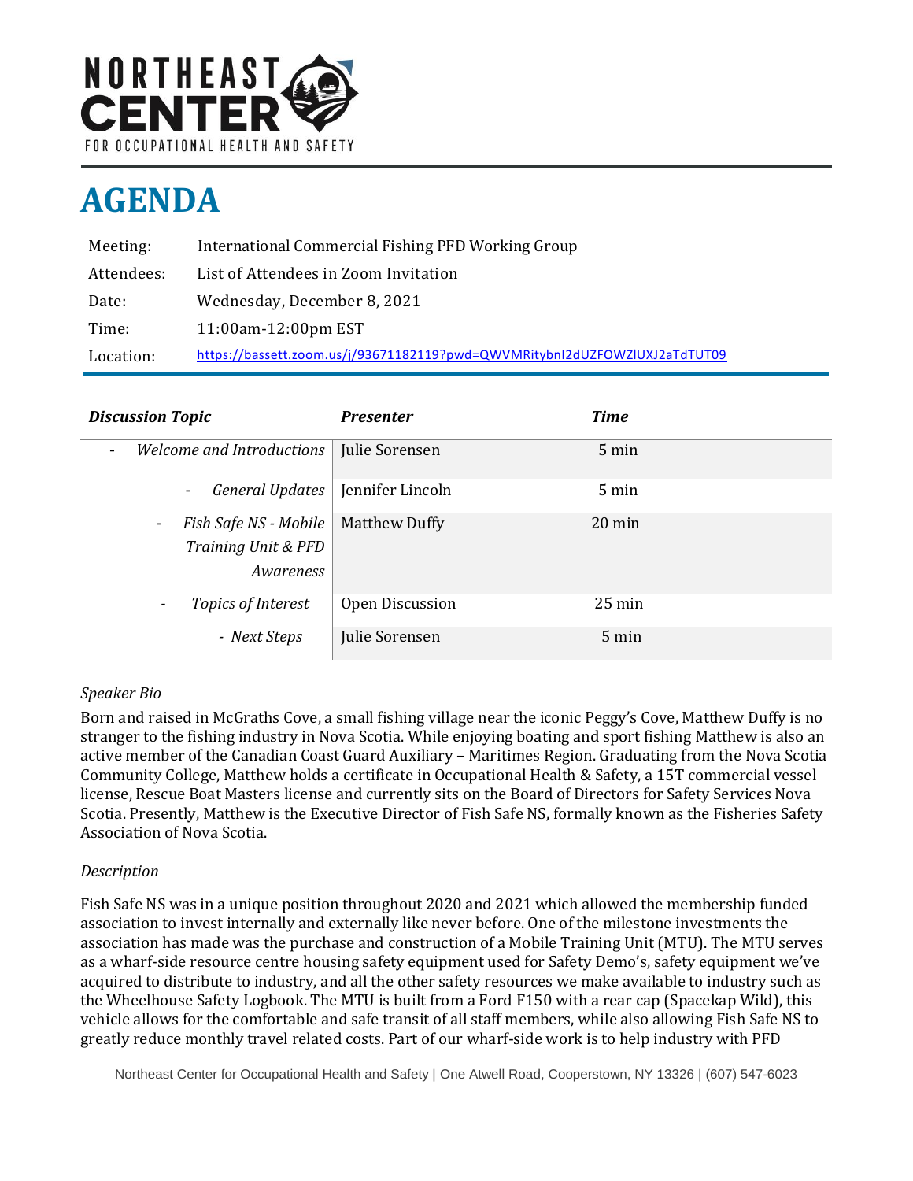NORTHEAST CENTER

FOR OCCUPATIONAL HEALTH AND SAFETY

# AGENDA

| | |
|---|---|
| Meeting: | International Commercial Fishing PFD Working Group |
| Attendees: | List of Attendees in Zoom Invitation |
| Date: | Wednesday, December 8, 2021 |
| Time: | 11:00am-12:00pm EST |
| Location: | https://bassett.zoom.us/j/93671182119?pwd=QWVMRitybnI2dUZFOWZlUXJ2aTdTUT09 |

| *Discussion Topic* | *Presenter* | *Time* |
|---|---|---|
| - *Welcome and Introductions* | Julie Sorensen | 5 min |
| - *General Updates* | Jennifer Lincoln | 5 min |
| - *Fish Safe NS - Mobile Training Unit & PFD Awareness* | Matthew Duffy | 20 min |
| - *Topics of Interest* | Open Discussion | 25 min |
| - *Next Steps* | Julie Sorensen | 5 min |

*Speaker Bio*

Born and raised in McGraths Cove, a small fishing village near the iconic Peggy's Cove, Matthew Duffy is no stranger to the fishing industry in Nova Scotia. While enjoying boating and sport fishing Matthew is also an active member of the Canadian Coast Guard Auxiliary – Maritimes Region. Graduating from the Nova Scotia Community College, Matthew holds a certificate in Occupational Health & Safety, a 15T commercial vessel license, Rescue Boat Masters license and currently sits on the Board of Directors for Safety Services Nova Scotia. Presently, Matthew is the Executive Director of Fish Safe NS, formally known as the Fisheries Safety Association of Nova Scotia.

*Description*

Fish Safe NS was in a unique position throughout 2020 and 2021 which allowed the membership funded association to invest internally and externally like never before. One of the milestone investments the association has made was the purchase and construction of a Mobile Training Unit (MTU). The MTU serves as a wharf-side resource centre housing safety equipment used for Safety Demo's, safety equipment we've acquired to distribute to industry, and all the other safety resources we make available to industry such as the Wheelhouse Safety Logbook. The MTU is built from a Ford F150 with a rear cap (Spacekap Wild), this vehicle allows for the comfortable and safe transit of all staff members, while also allowing Fish Safe NS to greatly reduce monthly travel related costs. Part of our wharf-side work is to help industry with PFD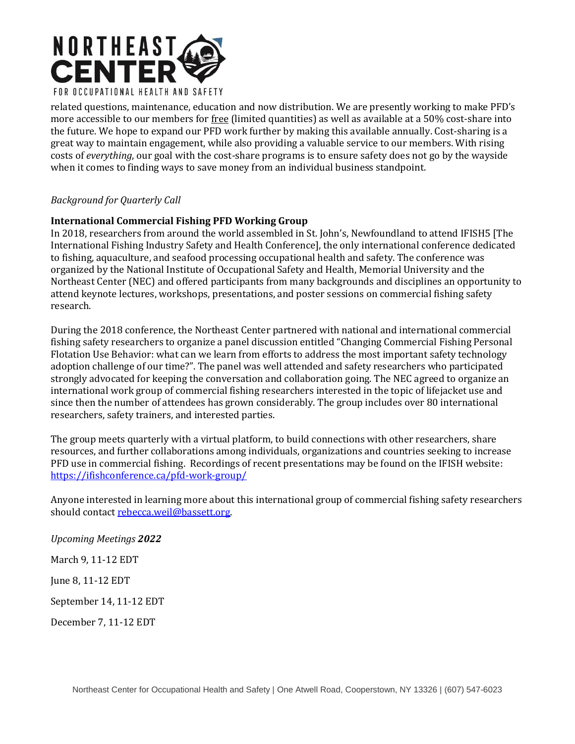related questions, maintenance, education and now distribution. We are presently working to make PFD's more accessible to our members for free (limited quantities) as well as available at a 50% cost-share into the future. We hope to expand our PFD work further by making this available annually. Cost-sharing is a great way to maintain engagement, while also providing a valuable service to our members. With rising costs of *everything*, our goal with the cost-share programs is to ensure safety does not go by the wayside when it comes to finding ways to save money from an individual business standpoint.

*Background for Quarterly Call*

**International Commercial Fishing PFD Working Group**

In 2018, researchers from around the world assembled in St. John's, Newfoundland to attend IFISH5 [The International Fishing Industry Safety and Health Conference], the only international conference dedicated to fishing, aquaculture, and seafood processing occupational health and safety. The conference was organized by the National Institute of Occupational Safety and Health, Memorial University and the Northeast Center (NEC) and offered participants from many backgrounds and disciplines an opportunity to attend keynote lectures, workshops, presentations, and poster sessions on commercial fishing safety research.

During the 2018 conference, the Northeast Center partnered with national and international commercial fishing safety researchers to organize a panel discussion entitled "Changing Commercial Fishing Personal Flotation Use Behavior: what can we learn from efforts to address the most important safety technology adoption challenge of our time?". The panel was well attended and safety researchers who participated strongly advocated for keeping the conversation and collaboration going. The NEC agreed to organize an international work group of commercial fishing researchers interested in the topic of lifejacket use and since then the number of attendees has grown considerably. The group includes over 80 international researchers, safety trainers, and interested parties.

The group meets quarterly with a virtual platform, to build connections with other researchers, share resources, and further collaborations among individuals, organizations and countries seeking to increase PFD use in commercial fishing. Recordings of recent presentations may be found on the IFISH website: https://ifishconference.ca/pfd-work-group/

Anyone interested in learning more about this international group of commercial fishing safety researchers should contact rebecca.weil@bassett.org.

*Upcoming Meetings* ***2022***

March 9, 11-12 EDT

June 8, 11-12 EDT

September 14, 11-12 EDT

December 7, 11-12 EDT